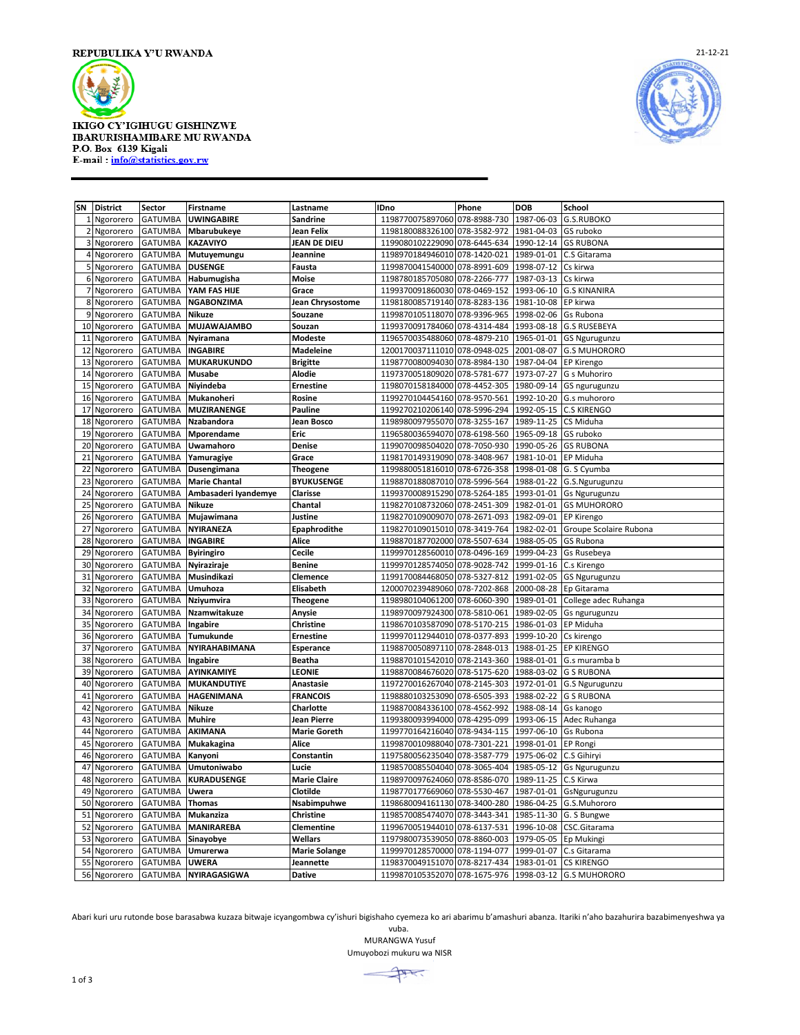REPUBULIKA Y'U RWANDA

21-12-21

IKIGO CY'IGIHUGU GISHINZWE
IBARURISHAMIBARE MU RWANDA
P.O. Box 6139 Kigali
E-mail : info@statistics.gov.rw

| SN | District | Sector | Firstname | Lastname | IDno | Phone | DOB | School |
|---|---|---|---|---|---|---|---|---|
| 1 | Ngororero | GATUMBA | **UWINGABIRE** | **Sandrine** | 1198770075897060 | 078-8988-730 | 1987-06-03 | G.S.RUBOKO |
| 2 | Ngororero | GATUMBA | **Mbarubukeye** | **Jean Felix** | 1198180088326100 | 078-3582-972 | 1981-04-03 | GS ruboko |
| 3 | Ngororero | GATUMBA | **KAZAVIYO** | **JEAN DE DIEU** | 1199080102229090 | 078-6445-634 | 1990-12-14 | GS RUBONA |
| 4 | Ngororero | GATUMBA | **Mutuyemungu** | **Jeannine** | 1198970184946010 | 078-1420-021 | 1989-01-01 | C.S Gitarama |
| 5 | Ngororero | GATUMBA | **DUSENGE** | **Fausta** | 1199870041540000 | 078-8991-609 | 1998-07-12 | Cs kirwa |
| 6 | Ngororero | GATUMBA | **Habumugisha** | **Moise** | 1198780185705080 | 078-2266-777 | 1987-03-13 | Cs kirwa |
| 7 | Ngororero | GATUMBA | **YAM FAS HIJE** | **Grace** | 1199370091860030 | 078-0469-152 | 1993-06-10 | G.S KINANIRA |
| 8 | Ngororero | GATUMBA | **NGABONZIMA** | **Jean Chrysostome** | 1198180085719140 | 078-8283-136 | 1981-10-08 | EP kirwa |
| 9 | Ngororero | GATUMBA | **Nikuze** | **Souzane** | 1199870105118070 | 078-9396-965 | 1998-02-06 | Gs Rubona |
| 10 | Ngororero | GATUMBA | **MUJAWAJAMBO** | **Souzan** | 1199370091784060 | 078-4314-484 | 1993-08-18 | G.S RUSEBEYA |
| 11 | Ngororero | GATUMBA | **Nyiramana** | **Modeste** | 1196570035488060 | 078-4879-210 | 1965-01-01 | GS Ngurugunzu |
| 12 | Ngororero | GATUMBA | **INGABIRE** | **Madeleine** | 1200170037111010 | 078-0948-025 | 2001-08-07 | G.S MUHORORO |
| 13 | Ngororero | GATUMBA | **MUKARUKUNDO** | **Brigitte** | 1198770080094030 | 078-8984-130 | 1987-04-04 | EP Kirengo |
| 14 | Ngororero | GATUMBA | **Musabe** | **Alodie** | 1197370051809020 | 078-5781-677 | 1973-07-27 | G s Muhoriro |
| 15 | Ngororero | GATUMBA | **Niyindeba** | **Ernestine** | 1198070158184000 | 078-4452-305 | 1980-09-14 | GS ngurugunzu |
| 16 | Ngororero | GATUMBA | **Mukanoheri** | **Rosine** | 1199270104454160 | 078-9570-561 | 1992-10-20 | G.s muhororo |
| 17 | Ngororero | GATUMBA | **MUZIRANENGE** | **Pauline** | 1199270210206140 | 078-5996-294 | 1992-05-15 | C.S KIRENGO |
| 18 | Ngororero | GATUMBA | **Nzabandora** | **Jean Bosco** | 1198980097955070 | 078-3255-167 | 1989-11-25 | CS Miduha |
| 19 | Ngororero | GATUMBA | **Mporendame** | **Eric** | 1196580036594070 | 078-6198-560 | 1965-09-18 | GS ruboko |
| 20 | Ngororero | GATUMBA | **Uwamahoro** | **Denise** | 1199070098504020 | 078-7050-930 | 1990-05-26 | GS RUBONA |
| 21 | Ngororero | GATUMBA | **Yamuragiye** | **Grace** | 1198170149319090 | 078-3408-967 | 1981-10-01 | EP Miduha |
| 22 | Ngororero | GATUMBA | **Dusengimana** | **Theogene** | 1199880051816010 | 078-6726-358 | 1998-01-08 | G. S Cyumba |
| 23 | Ngororero | GATUMBA | **Marie Chantal** | **BYUKUSENGE** | 1198870188087010 | 078-5996-564 | 1988-01-22 | G.S.Ngurugunzu |
| 24 | Ngororero | GATUMBA | **Ambasaderi Iyandemye** | **Clarisse** | 1199370008915290 | 078-5264-185 | 1993-01-01 | Gs Ngurugunzu |
| 25 | Ngororero | GATUMBA | **Nikuze** | **Chantal** | 1198270108732060 | 078-2451-309 | 1982-01-01 | GS MUHORORO |
| 26 | Ngororero | GATUMBA | **Mujawimana** | **Justine** | 1198270109009070 | 078-2671-093 | 1982-09-01 | EP Kirengo |
| 27 | Ngororero | GATUMBA | **NYIRANEZA** | **Epaphrodithe** | 1198270109015010 | 078-3419-764 | 1982-02-01 | Groupe Scolaire Rubona |
| 28 | Ngororero | GATUMBA | **INGABIRE** | **Alice** | 1198870187702000 | 078-5507-634 | 1988-05-05 | GS Rubona |
| 29 | Ngororero | GATUMBA | **Byiringiro** | **Cecile** | 1199970128560010 | 078-0496-169 | 1999-04-23 | Gs Rusebeya |
| 30 | Ngororero | GATUMBA | **Nyiraziraje** | **Benine** | 1199970128574050 | 078-9028-742 | 1999-01-16 | C.s Kirengo |
| 31 | Ngororero | GATUMBA | **Musindikazi** | **Clemence** | 1199170084468050 | 078-5327-812 | 1991-02-05 | GS Ngurugunzu |
| 32 | Ngororero | GATUMBA | **Umuhoza** | **Elisabeth** | 1200070239489060 | 078-7202-868 | 2000-08-28 | Ep Gitarama |
| 33 | Ngororero | GATUMBA | **Nziyumvira** | **Theogene** | 1198980104061200 | 078-6060-390 | 1989-01-01 | College adec Ruhanga |
| 34 | Ngororero | GATUMBA | **Nzamwitakuze** | **Anysie** | 1198970097924300 | 078-5810-061 | 1989-02-05 | Gs ngurugunzu |
| 35 | Ngororero | GATUMBA | **Ingabire** | **Christine** | 1198670103587090 | 078-5170-215 | 1986-01-03 | EP Miduha |
| 36 | Ngororero | GATUMBA | **Tumukunde** | **Ernestine** | 1199970112944010 | 078-0377-893 | 1999-10-20 | Cs kirengo |
| 37 | Ngororero | GATUMBA | **NYIRAHABIMANA** | **Esperance** | 1198870050897110 | 078-2848-013 | 1988-01-25 | EP KIRENGO |
| 38 | Ngororero | GATUMBA | **Ingabire** | **Beatha** | 1198870101542010 | 078-2143-360 | 1988-01-01 | G.s muramba b |
| 39 | Ngororero | GATUMBA | **AYINKAMIYE** | **LEONIE** | 1198870084676020 | 078-5175-620 | 1988-03-02 | G S RUBONA |
| 40 | Ngororero | GATUMBA | **MUKANDUTIYE** | **Anastasie** | 1197270016267040 | 078-2145-303 | 1972-01-01 | G.S Ngurugunzu |
| 41 | Ngororero | GATUMBA | **HAGENIMANA** | **FRANCOIS** | 1198880103253090 | 078-6505-393 | 1988-02-22 | G S RUBONA |
| 42 | Ngororero | GATUMBA | **Nikuze** | **Charlotte** | 1198870084336100 | 078-4562-992 | 1988-08-14 | Gs kanogo |
| 43 | Ngororero | GATUMBA | **Muhire** | **Jean Pierre** | 1199380093994000 | 078-4295-099 | 1993-06-15 | Adec Ruhanga |
| 44 | Ngororero | GATUMBA | **AKIMANA** | **Marie Goreth** | 1199770164216040 | 078-9434-115 | 1997-06-10 | Gs Rubona |
| 45 | Ngororero | GATUMBA | **Mukakagina** | **Alice** | 1199870010988040 | 078-7301-221 | 1998-01-01 | EP Rongi |
| 46 | Ngororero | GATUMBA | **Kanyoni** | **Constantin** | 1197580056235040 | 078-3587-779 | 1975-06-02 | C.S Gihiryi |
| 47 | Ngororero | GATUMBA | **Umutoniwabo** | **Lucie** | 1198570085504040 | 078-3065-404 | 1985-05-12 | Gs Ngurugunzu |
| 48 | Ngororero | GATUMBA | **KURADUSENGE** | **Marie Claire** | 1198970097624060 | 078-8586-070 | 1989-11-25 | C.S Kirwa |
| 49 | Ngororero | GATUMBA | **Uwera** | **Clotilde** | 1198770177669060 | 078-5530-467 | 1987-01-01 | GsNgurugunzu |
| 50 | Ngororero | GATUMBA | **Thomas** | **Nsabimpuhwe** | 1198680094161130 | 078-3400-280 | 1986-04-25 | G.S.Muhororo |
| 51 | Ngororero | GATUMBA | **Mukanziza** | **Christine** | 1198570085474070 | 078-3443-341 | 1985-11-30 | G. S Bungwe |
| 52 | Ngororero | GATUMBA | **MANIRAREBA** | **Clementine** | 1199670051944010 | 078-6137-531 | 1996-10-08 | CSC.Gitarama |
| 53 | Ngororero | GATUMBA | **Sinayobye** | **Wellars** | 1197980073539050 | 078-8860-003 | 1979-05-05 | Ep Mukingi |
| 54 | Ngororero | GATUMBA | **Umurerwa** | **Marie Solange** | 1199970128570000 | 078-1194-077 | 1999-01-07 | C.s Gitarama |
| 55 | Ngororero | GATUMBA | **UWERA** | **Jeannette** | 1198370049151070 | 078-8217-434 | 1983-01-01 | CS KIRENGO |
| 56 | Ngororero | GATUMBA | **NYIRAGASIGWA** | **Dative** | 1199870105352070 | 078-1675-976 | 1998-03-12 | G.S MUHORORO |

Abari kuri uru rutonde bose barasabwa kuzaza bitwaje icyangombwa cy'ishuri bigishaho cyemeza ko ari abarimu b'amashuri abanza. Itariki n'aho bazahurira bazabimenyeshwa ya vuba.

MURANGWA Yusuf
Umuyobozi mukuru wa NISR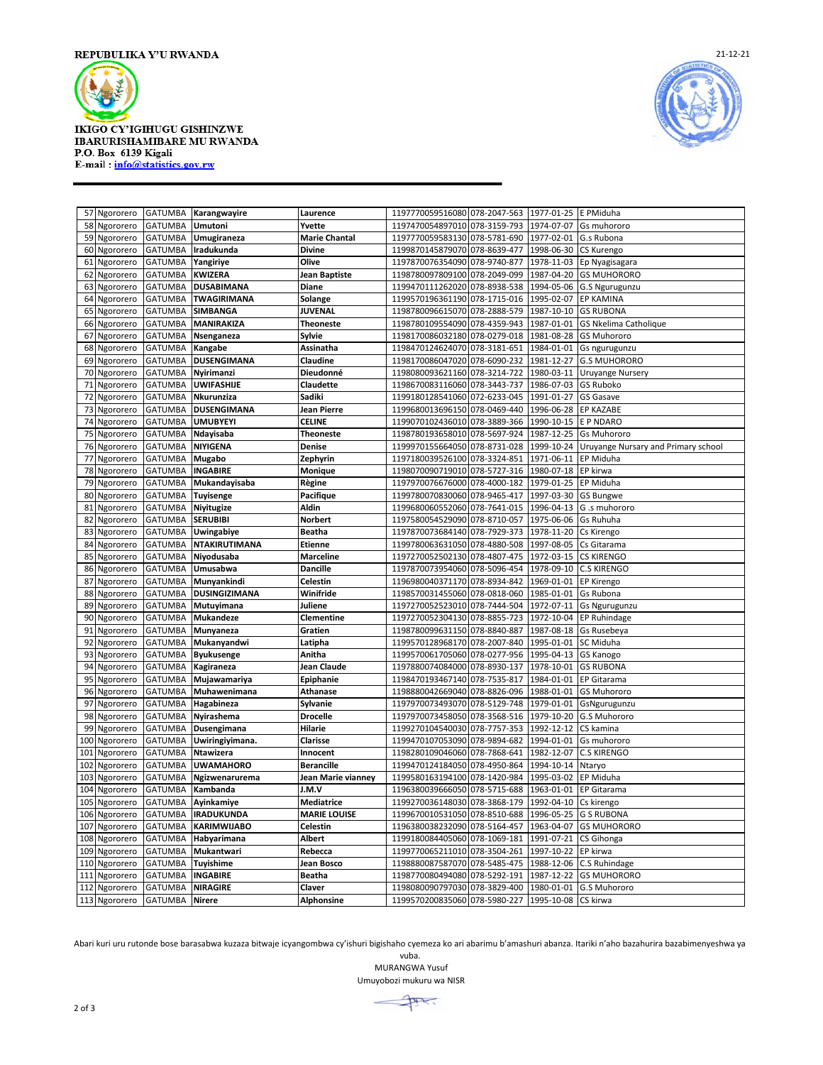**REPUBULIKA Y'U RWANDA**

**IKIGO CY'IGIHUGU GISHINZWE IBARURISHAMIBARE MU RWANDA**
**P.O. Box 6139 Kigali**
**E-mail : info@statistics.gov.rw**

21-12-21

| | | | | | | | | |
|---|---|---|---|---|---|---|---|---|
| 57 | Ngororero | GATUMBA | **Karangwayire** | **Laurence** | 1197770059516080 | 078-2047-563 | 1977-01-25 | E PMiduha |
| 58 | Ngororero | GATUMBA | **Umutoni** | **Yvette** | 1197470054897010 | 078-3159-793 | 1974-07-07 | Gs muhororo |
| 59 | Ngororero | GATUMBA | **Umugiraneza** | **Marie Chantal** | 1197770059583130 | 078-5781-690 | 1977-02-01 | G.s Rubona |
| 60 | Ngororero | GATUMBA | **Iradukunda** | **Divine** | 1199870145879070 | 078-8639-477 | 1998-06-30 | CS Kurengo |
| 61 | Ngororero | GATUMBA | **Yangiriye** | **Olive** | 1197870076354090 | 078-9740-877 | 1978-11-03 | Ep Nyagisagara |
| 62 | Ngororero | GATUMBA | **KWIZERA** | **Jean Baptiste** | 1198780097809100 | 078-2049-099 | 1987-04-20 | GS MUHORORO |
| 63 | Ngororero | GATUMBA | **DUSABIMANA** | **Diane** | 1199470111262020 | 078-8938-538 | 1994-05-06 | G.S Ngurugunzu |
| 64 | Ngororero | GATUMBA | **TWAGIRIMANA** | **Solange** | 1199570196361190 | 078-1715-016 | 1995-02-07 | EP KAMINA |
| 65 | Ngororero | GATUMBA | **SIMBANGA** | **JUVENAL** | 1198780096615070 | 078-2888-579 | 1987-10-10 | GS RUBONA |
| 66 | Ngororero | GATUMBA | **MANIRAKIZA** | **Theoneste** | 1198780109554090 | 078-4359-943 | 1987-01-01 | GS Nkelima Catholique |
| 67 | Ngororero | GATUMBA | **Nsenganeza** | **Sylvie** | 1198170086032180 | 078-0279-018 | 1981-08-28 | GS Muhororo |
| 68 | Ngororero | GATUMBA | **Kangabe** | **Assinatha** | 1198470124624070 | 078-3181-651 | 1984-01-01 | Gs ngurugunzu |
| 69 | Ngororero | GATUMBA | **DUSENGIMANA** | **Claudine** | 1198170086047020 | 078-6090-232 | 1981-12-27 | G.S MUHORORO |
| 70 | Ngororero | GATUMBA | **Nyirimanzi** | **Dieudonné** | 1198080093621160 | 078-3214-722 | 1980-03-11 | Uruyange Nursery |
| 71 | Ngororero | GATUMBA | **UWIFASHIJE** | **Claudette** | 1198670083116060 | 078-3443-737 | 1986-07-03 | GS Ruboko |
| 72 | Ngororero | GATUMBA | **Nkurunziza** | **Sadiki** | 1199180128541060 | 072-6233-045 | 1991-01-27 | GS Gasave |
| 73 | Ngororero | GATUMBA | **DUSENGIMANA** | **Jean Pierre** | 1199680013696150 | 078-0469-440 | 1996-06-28 | EP KAZABE |
| 74 | Ngororero | GATUMBA | **UMUBYEYI** | **CELINE** | 1199070102436010 | 078-3889-366 | 1990-10-15 | E P NDARO |
| 75 | Ngororero | GATUMBA | **Ndayisaba** | **Theoneste** | 1198780193658010 | 078-5697-924 | 1987-12-25 | Gs Muhororo |
| 76 | Ngororero | GATUMBA | **NIYIGENA** | **Denise** | 1199970155664050 | 078-8731-028 | 1999-10-24 | Uruyange Nursary and Primary school |
| 77 | Ngororero | GATUMBA | **Mugabo** | **Zephyrin** | 1197180039526100 | 078-3324-851 | 1971-06-11 | EP Miduha |
| 78 | Ngororero | GATUMBA | **INGABIRE** | **Monique** | 1198070090719010 | 078-5727-316 | 1980-07-18 | EP kirwa |
| 79 | Ngororero | GATUMBA | **Mukandayisaba** | **Règine** | 1197970076676000 | 078-4000-182 | 1979-01-25 | EP Miduha |
| 80 | Ngororero | GATUMBA | **Tuyisenge** | **Pacifique** | 1199780070830060 | 078-9465-417 | 1997-03-30 | GS Bungwe |
| 81 | Ngororero | GATUMBA | **Niyitugize** | **Aldin** | 1199680060552060 | 078-7641-015 | 1996-04-13 | G .s muhororo |
| 82 | Ngororero | GATUMBA | **SERUBIBI** | **Norbert** | 1197580054529090 | 078-8710-057 | 1975-06-06 | Gs Ruhuha |
| 83 | Ngororero | GATUMBA | **Uwingabiye** | **Beatha** | 1197870073684140 | 078-7929-373 | 1978-11-20 | Cs Kirengo |
| 84 | Ngororero | GATUMBA | **NTAKIRUTIMANA** | **Etienne** | 1199780063631050 | 078-4880-508 | 1997-08-05 | Cs Gitarama |
| 85 | Ngororero | GATUMBA | **Niyodusaba** | **Marceline** | 1197270052502130 | 078-4807-475 | 1972-03-15 | CS KIRENGO |
| 86 | Ngororero | GATUMBA | **Umusabwa** | **Dancille** | 1197870073954060 | 078-5096-454 | 1978-09-10 | C.S KIRENGO |
| 87 | Ngororero | GATUMBA | **Munyankindi** | **Celestin** | 1196980040371170 | 078-8934-842 | 1969-01-01 | EP Kirengo |
| 88 | Ngororero | GATUMBA | **DUSINGIZIMANA** | **Winifride** | 1198570031455060 | 078-0818-060 | 1985-01-01 | Gs Rubona |
| 89 | Ngororero | GATUMBA | **Mutuyimana** | **Juliene** | 1197270052523010 | 078-7444-504 | 1972-07-11 | Gs Ngurugunzu |
| 90 | Ngororero | GATUMBA | **Mukandeze** | **Clementine** | 1197270052304130 | 078-8855-723 | 1972-10-04 | EP Ruhindage |
| 91 | Ngororero | GATUMBA | **Munyaneza** | **Gratien** | 1198780099631150 | 078-8840-887 | 1987-08-18 | Gs Rusebeya |
| 92 | Ngororero | GATUMBA | **Mukanyandwi** | **Latipha** | 1199570128968170 | 078-2007-840 | 1995-01-01 | SC Miduha |
| 93 | Ngororero | GATUMBA | **Byukusenge** | **Anitha** | 1199570061705060 | 078-0277-956 | 1995-04-13 | GS Kanogo |
| 94 | Ngororero | GATUMBA | **Kagiraneza** | **Jean Claude** | 1197880074084000 | 078-8930-137 | 1978-10-01 | GS RUBONA |
| 95 | Ngororero | GATUMBA | **Mujawamariya** | **Epiphanie** | 1198470193467140 | 078-7535-817 | 1984-01-01 | EP Gitarama |
| 96 | Ngororero | GATUMBA | **Muhawenimana** | **Athanase** | 1198880042669040 | 078-8826-096 | 1988-01-01 | GS Muhororo |
| 97 | Ngororero | GATUMBA | **Hagabineza** | **Sylvanie** | 1197970073493070 | 078-5129-748 | 1979-01-01 | GsNgurugunzu |
| 98 | Ngororero | GATUMBA | **Nyirashema** | **Drocelle** | 1197970073458050 | 078-3568-516 | 1979-10-20 | G.S Muhororo |
| 99 | Ngororero | GATUMBA | **Dusengimana** | **Hilarie** | 1199270104540030 | 078-7757-353 | 1992-12-12 | CS kamina |
| 100 | Ngororero | GATUMBA | **Uwiringiyimana.** | **Clarisse** | 1199470107053090 | 078-9894-682 | 1994-01-01 | Gs muhororo |
| 101 | Ngororero | GATUMBA | **Ntawizera** | **Innocent** | 1198280109046060 | 078-7868-641 | 1982-12-07 | C.S KIRENGO |
| 102 | Ngororero | GATUMBA | **UWAMAHORO** | **Berancille** | 1199470124184050 | 078-4950-864 | 1994-10-14 | Ntaryo |
| 103 | Ngororero | GATUMBA | **Ngizwenarurema** | **Jean Marie vianney** | 1199580163194100 | 078-1420-984 | 1995-03-02 | EP Miduha |
| 104 | Ngororero | GATUMBA | **Kambanda** | **J.M.V** | 1196380039666050 | 078-5715-688 | 1963-01-01 | EP Gitarama |
| 105 | Ngororero | GATUMBA | **Ayinkamiye** | **Mediatrice** | 1199270036148030 | 078-3868-179 | 1992-04-10 | Cs kirengo |
| 106 | Ngororero | GATUMBA | **IRADUKUNDA** | **MARIE LOUISE** | 1199670010531050 | 078-8510-688 | 1996-05-25 | G S RUBONA |
| 107 | Ngororero | GATUMBA | **KARIMWIJABO** | **Celestin** | 1196380038232090 | 078-5164-457 | 1963-04-07 | GS MUHORORO |
| 108 | Ngororero | GATUMBA | **Habyarimana** | **Albert** | 1199180084405060 | 078-1069-181 | 1991-07-21 | CS Gihonga |
| 109 | Ngororero | GATUMBA | **Mukantwari** | **Rebecca** | 1199770065211010 | 078-3504-261 | 1997-10-22 | EP kirwa |
| 110 | Ngororero | GATUMBA | **Tuyishime** | **Jean Bosco** | 1198880087587070 | 078-5485-475 | 1988-12-06 | C.S Ruhindage |
| 111 | Ngororero | GATUMBA | **INGABIRE** | **Beatha** | 1198770080494080 | 078-5292-191 | 1987-12-22 | GS MUHORORO |
| 112 | Ngororero | GATUMBA | **NIRAGIRE** | **Claver** | 1198080090797030 | 078-3829-400 | 1980-01-01 | G.S Muhororo |
| 113 | Ngororero | GATUMBA | **Nirere** | **Alphonsine** | 1199570200835060 | 078-5980-227 | 1995-10-08 | CS kirwa |

Abari kuri uru rutonde bose barasabwa kuzaza bitwaje icyangombwa cy'ishuri bigishaho cyemeza ko ari abarimu b'amashuri abanza. Itariki n'aho bazahurira bazabimenyeshwa ya vuba.

MURANGWA Yusuf
Umuyobozi mukuru wa NISR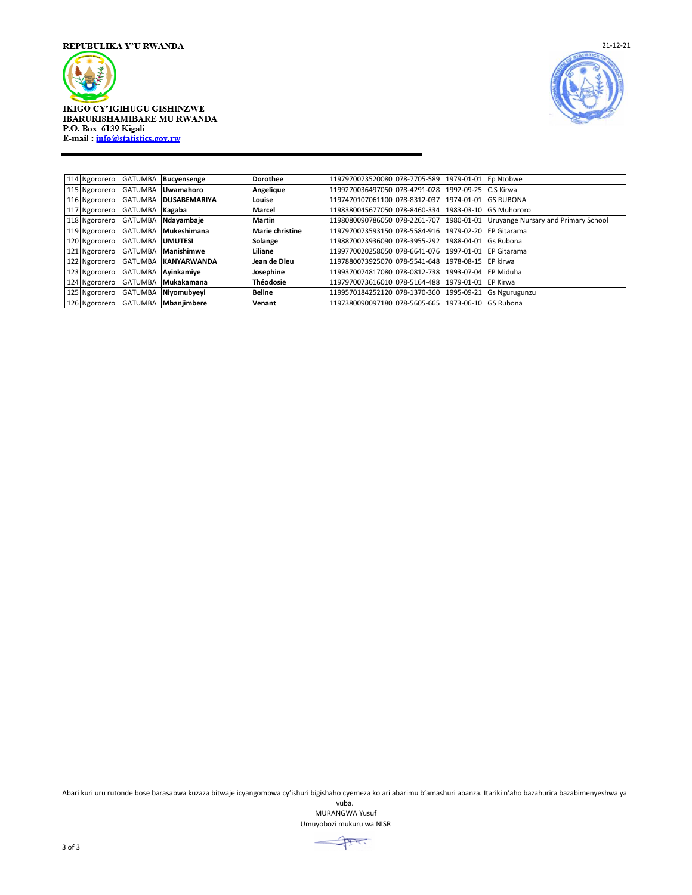REPUBULIKA Y'U RWANDA

21-12-21

IKIGO CY'IGIHUGU GISHINZWE
IBARURISHAMIBARE MU RWANDA
P.O. Box 6139 Kigali
E-mail : info@statistics.gov.rw

| | | | | | | | | |
|---|---|---|---|---|---|---|---|---|
| 114 | Ngororero | GATUMBA | **Bucyensenge** | **Dorothee** | 1197970073520080 | 078-7705-589 | 1979-01-01 | Ep Ntobwe |
| 115 | Ngororero | GATUMBA | **Uwamahoro** | **Angelique** | 1199270036497050 | 078-4291-028 | 1992-09-25 | C.S Kirwa |
| 116 | Ngororero | GATUMBA | **DUSABEMARIYA** | **Louise** | 1197470107061100 | 078-8312-037 | 1974-01-01 | GS RUBONA |
| 117 | Ngororero | GATUMBA | **Kagaba** | **Marcel** | 1198380045677050 | 078-8460-334 | 1983-03-10 | GS Muhororo |
| 118 | Ngororero | GATUMBA | **Ndayambaje** | **Martin** | 1198080090786050 | 078-2261-707 | 1980-01-01 | Uruyange Nursary and Primary School |
| 119 | Ngororero | GATUMBA | **Mukeshimana** | **Marie christine** | 1197970073593150 | 078-5584-916 | 1979-02-20 | EP Gitarama |
| 120 | Ngororero | GATUMBA | **UMUTESI** | **Solange** | 1198870023936090 | 078-3955-292 | 1988-04-01 | Gs Rubona |
| 121 | Ngororero | GATUMBA | **Manishimwe** | **Liliane** | 1199770020258050 | 078-6641-076 | 1997-01-01 | EP Gitarama |
| 122 | Ngororero | GATUMBA | **KANYARWANDA** | **Jean de Dieu** | 1197880073925070 | 078-5541-648 | 1978-08-15 | EP kirwa |
| 123 | Ngororero | GATUMBA | **Ayinkamiye** | **Josephine** | 1199370074817080 | 078-0812-738 | 1993-07-04 | EP Miduha |
| 124 | Ngororero | GATUMBA | **Mukakamana** | **Théodosie** | 1197970073616010 | 078-5164-488 | 1979-01-01 | EP Kirwa |
| 125 | Ngororero | GATUMBA | **Niyomubyeyi** | **Beline** | 1199570184252120 | 078-1370-360 | 1995-09-21 | Gs Ngurugunzu |
| 126 | Ngororero | GATUMBA | **Mbanjimbere** | **Venant** | 1197380090097180 | 078-5605-665 | 1973-06-10 | GS Rubona |

Abari kuri uru rutonde bose barasabwa kuzaza bitwaje icyangombwa cy'ishuri bigishaho cyemeza ko ari abarimu b'amashuri abanza. Itariki n'aho bazahurira bazabimenyeshwa ya vuba.

MURANGWA Yusuf
Umuyobozi mukuru wa NISR